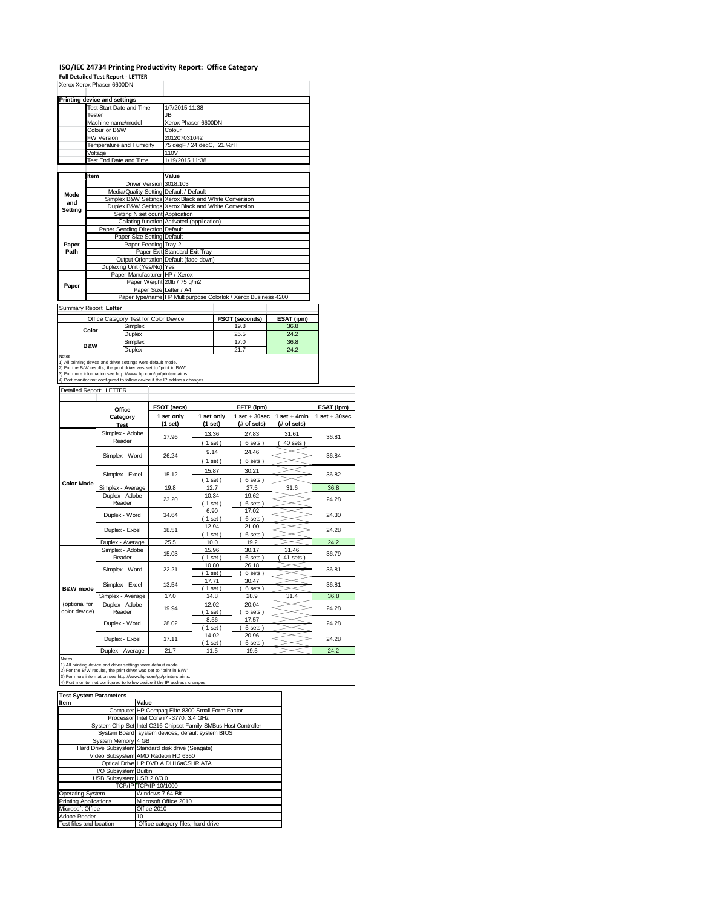# ISO/IEC 24734 Printing Productivity Report: Office Category

**Full Detailed Test Report - LETTER**

Xerox Xerox Phaser 6600DN

| Printing device and settings | |
|---|---|
| Test Start Date and Time | 1/7/2015 11:38 |
| Tester | JB |
| Machine name/model | Xerox Phaser 6600DN |
| Colour or B&W | Colour |
| FW Version | 201207031042 |
| Temperature and Humidity | 75 degF / 24 degC, 21 %rH |
| Voltage | 110V |
| Test End Date and Time | 1/19/2015 11:38 |

| | Item | Value |
|---|---|---|
| Mode and Setting | Driver Version | 3018.103 |
| | Media/Quality Setting | Default / Default |
| | Simplex B&W Settings | Xerox Black and White Conversion |
| | Duplex B&W Settings | Xerox Black and White Conversion |
| | Setting N set count | Application |
| | Collating function | Activated (application) |
| Paper Path | Paper Sending Direction | Default |
| | Paper Size Setting | Default |
| | Paper Feeding | Tray 2 |
| | Paper Exit | Standard Exit Tray |
| | Output Orientation | Default (face down) |
| | Duplexing Unit (Yes/No) | Yes |
| Paper | Paper Manufacturer | HP / Xerox |
| | Paper Weight | 20lb / 75 g/m2 |
| | Paper Size | Letter / A4 |
| | Paper type/name | HP Multipurpose Colorlok / Xerox Business 4200 |

Summary Report: **Letter**

| Office Category Test for Color Device | | FSOT (seconds) | ESAT (ipm) |
|---|---|---|---|
| Color | Simplex | 19.8 | 36.8 |
| | Duplex | 25.5 | 24.2 |
| B&W | Simplex | 17.0 | 36.8 |
| | Duplex | 21.7 | 24.2 |

Notes
1) All printing device and driver settings were default mode.
2) For the B/W results, the print driver was set to "print in B/W".
3) For more information see http://www.hp.com/go/printerclaims.
4) Port monitor not configured to follow device if the IP address changes.

Detailed Report: LETTER

| | Office Category Test | FSOT (secs) 1 set only (1 set) | EFTP (ipm) 1 set only (1 set) | EFTP (ipm) 1 set + 30sec (# of sets) | EFTP (ipm) 1 set + 4min (# of sets) | ESAT (ipm) 1 set + 30sec |
|---|---|---|---|---|---|---|
| Color Mode | Simplex - Adobe Reader | 17.96 | 13.36 (1 set) | 27.83 (6 sets) | 31.61 (40 sets) | 36.81 |
| | Simplex - Word | 26.24 | 9.14 (1 set) | 24.46 (6 sets) | | 36.84 |
| | Simplex - Excel | 15.12 | 15.87 (1 set) | 30.21 (6 sets) | | 36.82 |
| | Simplex - Average | 19.8 | 12.7 | 27.5 | 31.6 | 36.8 |
| | Duplex - Adobe Reader | 23.20 | 10.34 (1 set) | 19.62 (6 sets) | | 24.28 |
| | Duplex - Word | 34.64 | 6.90 (1 set) | 17.02 (6 sets) | | 24.30 |
| | Duplex - Excel | 18.51 | 12.94 (1 set) | 21.00 (6 sets) | | 24.28 |
| | Duplex - Average | 25.5 | 10.0 | 19.2 | | 24.2 |
| B&W mode (optional for color device) | Simplex - Adobe Reader | 15.03 | 15.96 (1 set) | 30.17 (6 sets) | 31.46 (41 sets) | 36.79 |
| | Simplex - Word | 22.21 | 10.80 (1 set) | 26.18 (6 sets) | | 36.81 |
| | Simplex - Excel | 13.54 | 17.71 (1 set) | 30.47 (6 sets) | | 36.81 |
| | Simplex - Average | 17.0 | 14.8 | 28.9 | 31.4 | 36.8 |
| | Duplex - Adobe Reader | 19.94 | 12.02 (1 set) | 20.04 (5 sets) | | 24.28 |
| | Duplex - Word | 28.02 | 8.56 (1 set) | 17.57 (5 sets) | | 24.28 |
| | Duplex - Excel | 17.11 | 14.02 (1 set) | 20.96 (5 sets) | | 24.28 |
| | Duplex - Average | 21.7 | 11.5 | 19.5 | | 24.2 |

Notes
1) All printing device and driver settings were default mode.
2) For the B/W results, the print driver was set to "print in B/W".
3) For more information see http://www.hp.com/go/printerclaims.
4) Port monitor not configured to follow device if the IP address changes.

| Test System Parameters | |
|---|---|
| **Item** | **Value** |
| Computer | HP Compaq Elite 8300 Small Form Factor |
| Processor | Intel Core i7 -3770, 3.4 GHz |
| System Chip Set | Intel C216 Chipset Family SMBus Host Controller |
| System Board | system devices, default system BIOS |
| System Memory | 4 GB |
| Hard Drive Subsystem | Standard disk drive (Seagate) |
| Video Subsystem | AMD Radeon HD 6350 |
| Optical Drive | HP DVD A DH16aCSHR ATA |
| I/O Subsystem | Builtin |
| USB Subsystem | USB 2.0/3.0 |
| TCP/IP | TCP/IP 10/1000 |
| Operating System | Windows 7 64 Bit |
| Printing Applications | Microsoft Office 2010 |
| Microsoft Office | Office 2010 |
| Adobe Reader | 10 |
| Test files and location | Office category files, hard drive |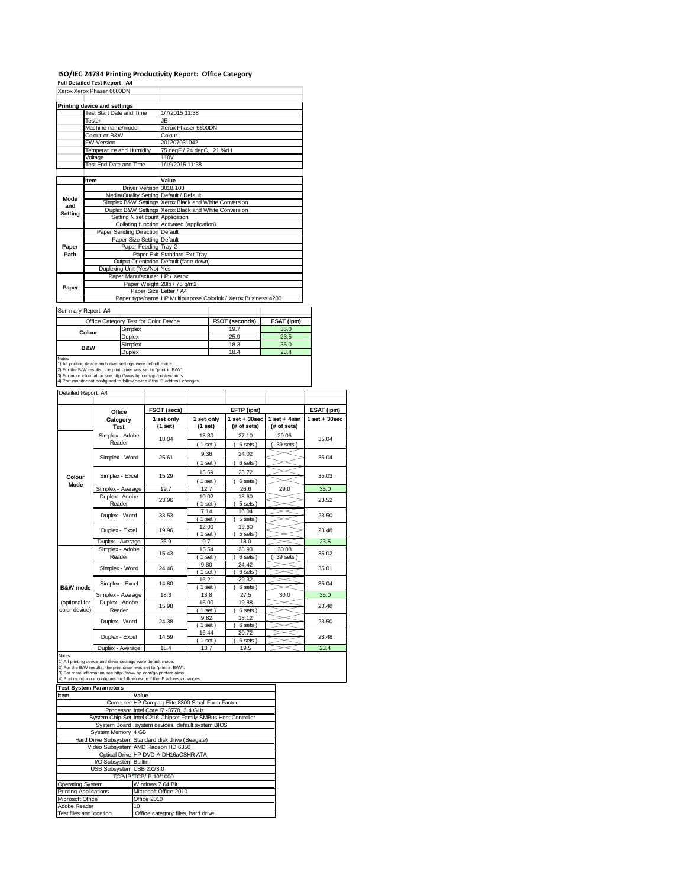# ISO/IEC 24734 Printing Productivity Report: Office Category

**Full Detailed Test Report - A4**

Xerox Xerox Phaser 6600DN

| Printing device and settings | |
|---|---|
| Test Start Date and Time | 1/7/2015 11:38 |
| Tester | JB |
| Machine name/model | Xerox Phaser 6600DN |
| Colour or B&W | Colour |
| FW Version | 201207031042 |
| Temperature and Humidity | 75 degF / 24 degC, 21 %rH |
| Voltage | 110V |
| Test End Date and Time | 1/19/2015 11:38 |

| | Item | Value |
|---|---|---|
| Mode and Setting | Driver Version | 3018.103 |
| | Media/Quality Setting | Default / Default |
| | Simplex B&W Settings | Xerox Black and White Conversion |
| | Duplex B&W Settings | Xerox Black and White Conversion |
| | Setting N set count | Application |
| | Collating function | Activated (application) |
| Paper Path | Paper Sending Direction | Default |
| | Paper Size Setting | Default |
| | Paper Feeding | Tray 2 |
| | Paper Exit | Standard Exit Tray |
| | Output Orientation | Default (face down) |
| | Duplexing Unit (Yes/No) | Yes |
| Paper | Paper Manufacturer | HP / Xerox |
| | Paper Weight | 20lb / 75 g/m2 |
| | Paper Size | Letter / A4 |
| | Paper type/name | HP Multipurpose Colorlok / Xerox Business 4200 |

Summary Report: **A4**

| Office Category Test for Color Device | | FSOT (seconds) | ESAT (ipm) |
|---|---|---|---|
| Colour | Simplex | 19.7 | 35.0 |
| | Duplex | 25.9 | 23.5 |
| B&W | Simplex | 18.3 | 35.0 |
| | Duplex | 18.4 | 23.4 |

Notes
1) All printing device and driver settings were default mode.
2) For the B/W results, the print driver was set to "print in B/W".
3) For more information see http://www.hp.com/go/printerclaims.
4) Port monitor not configured to follow device if the IP address changes.

Detailed Report: A4

| | Office Category Test | FSOT (secs) 1 set only (1 set) | EFTP (ipm) 1 set only (1 set) | EFTP (ipm) 1 set + 30sec (# of sets) | EFTP (ipm) 1 set + 4min (# of sets) | ESAT (ipm) 1 set + 30sec |
|---|---|---|---|---|---|---|
| Colour Mode | Simplex - Adobe Reader | 18.04 | 13.30 (1 set) | 27.10 (6 sets) | 29.06 (39 sets) | 35.04 |
| | Simplex - Word | 25.61 | 9.36 (1 set) | 24.02 (6 sets) | | 35.04 |
| | Simplex - Excel | 15.29 | 15.69 (1 set) | 28.72 (6 sets) | | 35.03 |
| | Simplex - Average | 19.7 | 12.7 | 26.6 | 29.0 | 35.0 |
| | Duplex - Adobe Reader | 23.96 | 10.02 (1 set) | 18.60 (5 sets) | | 23.52 |
| | Duplex - Word | 33.53 | 7.14 (1 set) | 16.04 (5 sets) | | 23.50 |
| | Duplex - Excel | 19.96 | 12.00 (1 set) | 19.60 (5 sets) | | 23.48 |
| | Duplex - Average | 25.9 | 9.7 | 18.0 | | 23.5 |
| B&W mode (optional for color device) | Simplex - Adobe Reader | 15.43 | 15.54 (1 set) | 28.93 (6 sets) | 30.08 (39 sets) | 35.02 |
| | Simplex - Word | 24.46 | 9.80 (1 set) | 24.42 (6 sets) | | 35.01 |
| | Simplex - Excel | 14.80 | 16.21 (1 set) | 29.32 (6 sets) | | 35.04 |
| | Simplex - Average | 18.3 | 13.8 | 27.5 | 30.0 | 35.0 |
| | Duplex - Adobe Reader | 15.98 | 15.00 (1 set) | 19.88 (6 sets) | | 23.48 |
| | Duplex - Word | 24.38 | 9.82 (1 set) | 18.12 (6 sets) | | 23.50 |
| | Duplex - Excel | 14.59 | 16.44 (1 set) | 20.72 (6 sets) | | 23.48 |
| | Duplex - Average | 18.4 | 13.7 | 19.5 | | 23.4 |

Notes
1) All printing device and driver settings were default mode.
2) For the B/W results, the print driver was set to "print in B/W".
3) For more information see http://www.hp.com/go/printerclaims.
4) Port monitor not configured to follow device if the IP address changes.

| Test System Parameters | |
|---|---|
| **Item** | **Value** |
| Computer | HP Compaq Elite 8300 Small Form Factor |
| Processor | Intel Core i7 -3770, 3.4 GHz |
| System Chip Set | Intel C216 Chipset Family SMBus Host Controller |
| System Board | system devices, default system BIOS |
| System Memory | 4 GB |
| Hard Drive Subsystem | Standard disk drive (Seagate) |
| Video Subsystem | AMD Radeon HD 6350 |
| Optical Drive | HP DVD A DH16aCSHR ATA |
| I/O Subsystem | Builtin |
| USB Subsystem | USB 2.0/3.0 |
| TCP/IP | TCP/IP 10/1000 |
| Operating System | Windows 7 64 Bit |
| Printing Applications | Microsoft Office 2010 |
| Microsoft Office | Office 2010 |
| Adobe Reader | 10 |
| Test files and location | Office category files, hard drive |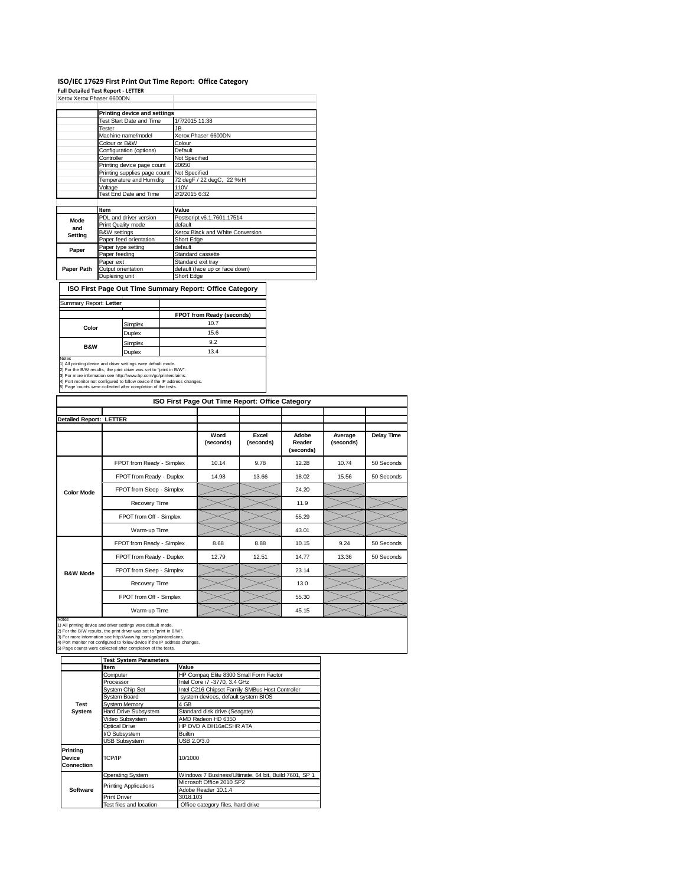# ISO/IEC 17629 First Print Out Time Report: Office Category

**Full Detailed Test Report - LETTER**

Xerox Xerox Phaser 6600DN

| | Printing device and settings | |
|---|---|---|
| | Test Start Date and Time | 1/7/2015 11:38 |
| | Tester | JB |
| | Machine name/model | Xerox Phaser 6600DN |
| | Colour or B&W | Colour |
| | Configuration (options) | Default |
| | Controller | Not Specified |
| | Printing device page count | 20650 |
| | Printing supplies page count | Not Specified |
| | Temperature and Humidity | 72 degF / 22 degC, 22 %rH |
| | Voltage | 110V |
| | Test End Date and Time | 2/2/2015 6:32 |

| | Item | Value |
|---|---|---|
| Mode and Setting | PDL and driver version | Postscript v6.1.7601.17514 |
| | Print Quality mode | default |
| | B&W settings | Xerox Black and White Conversion |
| | Paper feed orientation | Short Edge |
| Paper | Paper type setting | default |
| | Paper feeding | Standard cassette |
| | Paper exit | Standard exit tray |
| Paper Path | Output orientation | default (face up or face down) |
| | Duplexing unit | Short Edge |

## ISO First Page Out Time Summary Report: Office Category

Summary Report: **Letter**

| | | FPOT from Ready (seconds) |
|---|---|---|
| Color | Simplex | 10.7 |
| | Duplex | 15.6 |
| B&W | Simplex | 9.2 |
| | Duplex | 13.4 |

Notes
1) All printing device and driver settings were default mode.
2) For the B/W results, the print driver was set to "print in B/W".
3) For more information see http://www.hp.com/go/printerclaims.
4) Port monitor not configured to follow device if the IP address changes.
5) Page counts were collected after completion of the tests.

## ISO First Page Out Time Report: Office Category

**Detailed Report: LETTER**

| | | Word (seconds) | Excel (seconds) | Adobe Reader (seconds) | Average (seconds) | Delay Time |
|---|---|---|---|---|---|---|
| Color Mode | FPOT from Ready - Simplex | 10.14 | 9.78 | 12.28 | 10.74 | 50 Seconds |
| | FPOT from Ready - Duplex | 14.98 | 13.66 | 18.02 | 15.56 | 50 Seconds |
| | FPOT from Sleep - Simplex | | | 24.20 | | |
| | Recovery Time | | | 11.9 | | |
| | FPOT from Off - Simplex | | | 55.29 | | |
| | Warm-up Time | | | 43.01 | | |
| B&W Mode | FPOT from Ready - Simplex | 8.68 | 8.88 | 10.15 | 9.24 | 50 Seconds |
| | FPOT from Ready - Duplex | 12.79 | 12.51 | 14.77 | 13.36 | 50 Seconds |
| | FPOT from Sleep - Simplex | | | 23.14 | | |
| | Recovery Time | | | 13.0 | | |
| | FPOT from Off - Simplex | | | 55.30 | | |
| | Warm-up Time | | | 45.15 | | |

Notes
1) All printing device and driver settings were default mode.
2) For the B/W results, the print driver was set to "print in B/W".
3) For more information see http://www.hp.com/go/printerclaims.
4) Port monitor not configured to follow device if the IP address changes.
5) Page counts were collected after completion of the tests.

| | Test System Parameters | |
|---|---|---|
| | Item | Value |
| Test System | Computer | HP Compaq Elite 8300 Small Form Factor |
| | Processor | Intel Core i7 -3770, 3.4 GHz |
| | System Chip Set | Intel C216 Chipset Family SMBus Host Controller |
| | System Board | system devices, default system BIOS |
| | System Memory | 4 GB |
| | Hard Drive Subsystem | Standard disk drive (Seagate) |
| | Video Subsystem | AMD Radeon HD 6350 |
| | Optical Drive | HP DVD A DH16aCSHR ATA |
| | I/O Subsystem | Builtin |
| | USB Subsystem | USB 2.0/3.0 |
| Printing Device Connection | TCP/IP | 10/1000 |
| Software | Operating System | Windows 7 Business/Ultimate, 64 bit, Build 7601, SP 1 |
| | Printing Applications | Microsoft Office 2010 SP2 |
| | | Adobe Reader 10.1.4 |
| | Print Driver | 3018.103 |
| | Test files and location | Office category files, hard drive |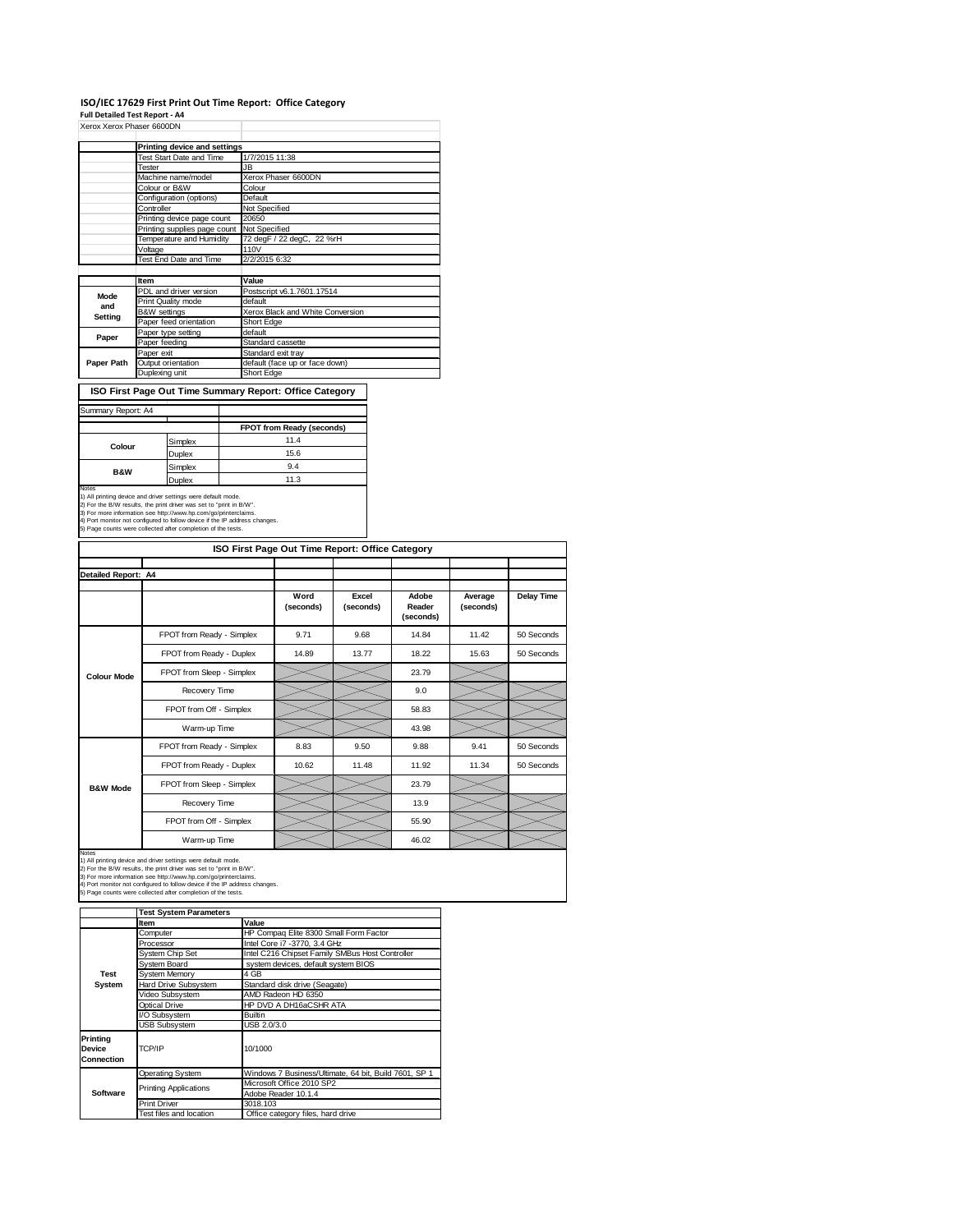# ISO/IEC 17629 First Print Out Time Report: Office Category

**Full Detailed Test Report - A4**

Xerox Xerox Phaser 6600DN

| | | |
|---|---|---|
| | **Printing device and settings** | |
| | Test Start Date and Time | 1/7/2015 11:38 |
| | Tester | JB |
| | Machine name/model | Xerox Phaser 6600DN |
| | Colour or B&W | Colour |
| | Configuration (options) | Default |
| | Controller | Not Specified |
| | Printing device page count | 20650 |
| | Printing supplies page count | Not Specified |
| | Temperature and Humidity | 72 degF / 22 degC, 22 %rH |
| | Voltage | 110V |
| | Test End Date and Time | 2/2/2015 6:32 |

| | | |
|---|---|---|
| | **Item** | **Value** |
| **Mode and Setting** | PDL and driver version | Postscript v6.1.7601.17514 |
| | Print Quality mode | default |
| | B&W settings | Xerox Black and White Conversion |
| | Paper feed orientation | Short Edge |
| **Paper** | Paper type setting | default |
| | Paper feeding | Standard cassette |
| **Paper Path** | Paper exit | Standard exit tray |
| | Output orientation | default (face up or face down) |
| | Duplexing unit | Short Edge |

## ISO First Page Out Time Summary Report: Office Category

Summary Report: A4

| | | FPOT from Ready (seconds) |
|---|---|---|
| **Colour** | Simplex | 11.4 |
| | Duplex | 15.6 |
| **B&W** | Simplex | 9.4 |
| | Duplex | 11.3 |

Notes
1) All printing device and driver settings were default mode.
2) For the B/W results, the print driver was set to "print in B/W".
3) For more information see http://www.hp.com/go/printerclaims.
4) Port monitor not configured to follow device if the IP address changes.
5) Page counts were collected after completion of the tests.

## ISO First Page Out Time Report: Office Category

**Detailed Report: A4**

| | | Word (seconds) | Excel (seconds) | Adobe Reader (seconds) | Average (seconds) | Delay Time |
|---|---|---|---|---|---|---|
| **Colour Mode** | FPOT from Ready - Simplex | 9.71 | 9.68 | 14.84 | 11.42 | 50 Seconds |
| | FPOT from Ready - Duplex | 14.89 | 13.77 | 18.22 | 15.63 | 50 Seconds |
| | FPOT from Sleep - Simplex | | | 23.79 | | |
| | Recovery Time | | | 9.0 | | |
| | FPOT from Off - Simplex | | | 58.83 | | |
| | Warm-up Time | | | 43.98 | | |
| **B&W Mode** | FPOT from Ready - Simplex | 8.83 | 9.50 | 9.88 | 9.41 | 50 Seconds |
| | FPOT from Ready - Duplex | 10.62 | 11.48 | 11.92 | 11.34 | 50 Seconds |
| | FPOT from Sleep - Simplex | | | 23.79 | | |
| | Recovery Time | | | 13.9 | | |
| | FPOT from Off - Simplex | | | 55.90 | | |
| | Warm-up Time | | | 46.02 | | |

Notes
1) All printing device and driver settings were default mode.
2) For the B/W results, the print driver was set to "print in B/W".
3) For more information see http://www.hp.com/go/printerclaims.
4) Port monitor not configured to follow device if the IP address changes.
5) Page counts were collected after completion of the tests.

| | | |
|---|---|---|
| | **Test System Parameters** | |
| | **Item** | **Value** |
| **Test System** | Computer | HP Compaq Elite 8300 Small Form Factor |
| | Processor | Intel Core i7 -3770, 3.4 GHz |
| | System Chip Set | Intel C216 Chipset Family SMBus Host Controller |
| | System Board | system devices, default system BIOS |
| | System Memory | 4 GB |
| | Hard Drive Subsystem | Standard disk drive (Seagate) |
| | Video Subsystem | AMD Radeon HD 6350 |
| | Optical Drive | HP DVD A DH16aCSHR ATA |
| | I/O Subsystem | Builtin |
| | USB Subsystem | USB 2.0/3.0 |
| **Printing Device Connection** | TCP/IP | 10/1000 |
| **Software** | Operating System | Windows 7 Business/Ultimate, 64 bit, Build 7601, SP 1 |
| | Printing Applications | Microsoft Office 2010 SP2 |
| | | Adobe Reader 10.1.4 |
| | Print Driver | 3018.103 |
| | Test files and location | Office category files, hard drive |